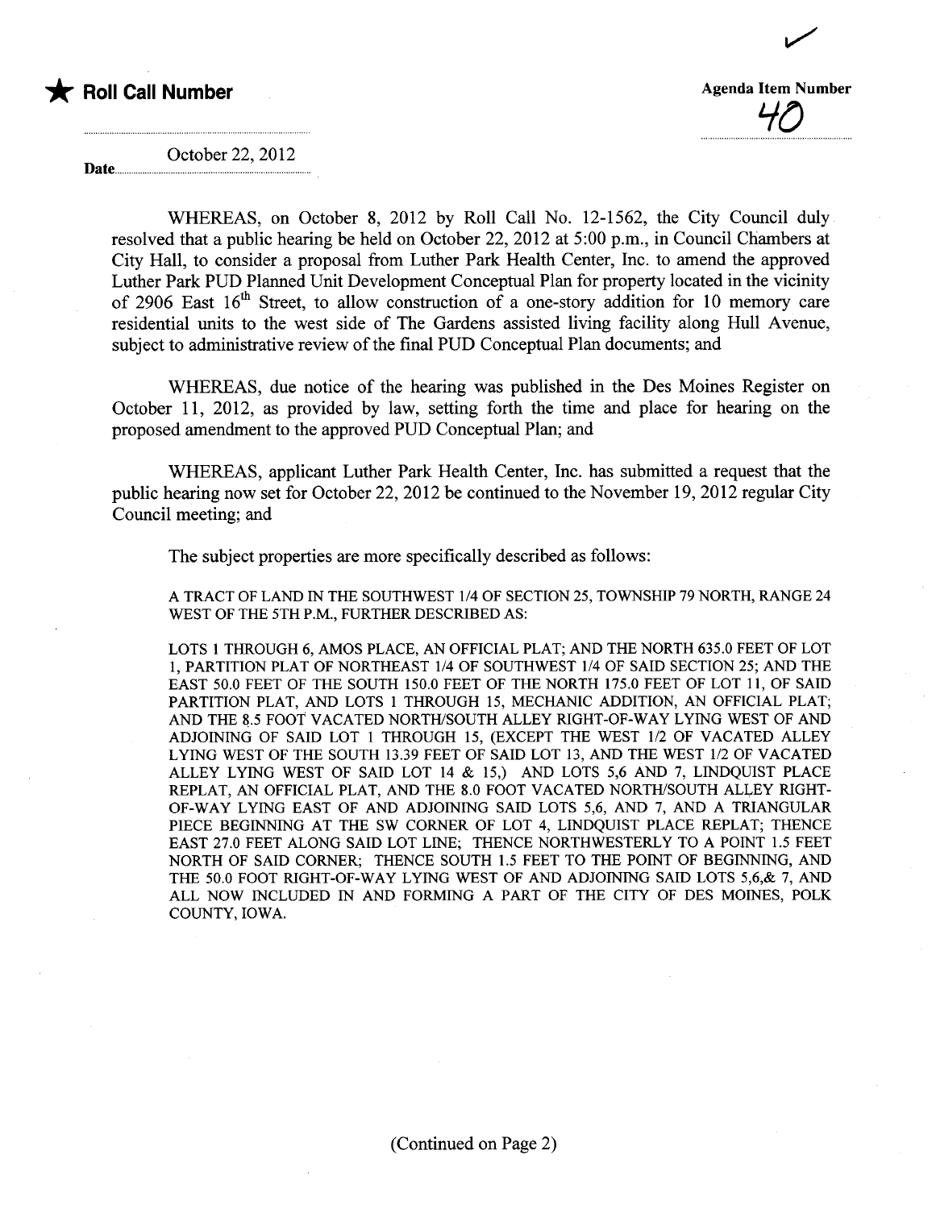★ **Roll Call Number**

**Agenda Item Number**
40

**Date** October 22, 2012

WHEREAS, on October 8, 2012 by Roll Call No. 12-1562, the City Council duly resolved that a public hearing be held on October 22, 2012 at 5:00 p.m., in Council Chambers at City Hall, to consider a proposal from Luther Park Health Center, Inc. to amend the approved Luther Park PUD Planned Unit Development Conceptual Plan for property located in the vicinity of 2906 East 16th Street, to allow construction of a one-story addition for 10 memory care residential units to the west side of The Gardens assisted living facility along Hull Avenue, subject to administrative review of the final PUD Conceptual Plan documents; and

WHEREAS, due notice of the hearing was published in the Des Moines Register on October 11, 2012, as provided by law, setting forth the time and place for hearing on the proposed amendment to the approved PUD Conceptual Plan; and

WHEREAS, applicant Luther Park Health Center, Inc. has submitted a request that the public hearing now set for October 22, 2012 be continued to the November 19, 2012 regular City Council meeting; and

The subject properties are more specifically described as follows:

A TRACT OF LAND IN THE SOUTHWEST 1/4 OF SECTION 25, TOWNSHIP 79 NORTH, RANGE 24 WEST OF THE 5TH P.M., FURTHER DESCRIBED AS:

LOTS 1 THROUGH 6, AMOS PLACE, AN OFFICIAL PLAT; AND THE NORTH 635.0 FEET OF LOT 1, PARTITION PLAT OF NORTHEAST 1/4 OF SOUTHWEST 1/4 OF SAID SECTION 25; AND THE EAST 50.0 FEET OF THE SOUTH 150.0 FEET OF THE NORTH 175.0 FEET OF LOT 11, OF SAID PARTITION PLAT, AND LOTS 1 THROUGH 15, MECHANIC ADDITION, AN OFFICIAL PLAT; AND THE 8.5 FOOT VACATED NORTH/SOUTH ALLEY RIGHT-OF-WAY LYING WEST OF AND ADJOINING OF SAID LOT 1 THROUGH 15, (EXCEPT THE WEST 1/2 OF VACATED ALLEY LYING WEST OF THE SOUTH 13.39 FEET OF SAID LOT 13, AND THE WEST 1/2 OF VACATED ALLEY LYING WEST OF SAID LOT 14 & 15,) AND LOTS 5,6 AND 7, LINDQUIST PLACE REPLAT, AN OFFICIAL PLAT, AND THE 8.0 FOOT VACATED NORTH/SOUTH ALLEY RIGHT-OF-WAY LYING EAST OF AND ADJOINING SAID LOTS 5,6, AND 7, AND A TRIANGULAR PIECE BEGINNING AT THE SW CORNER OF LOT 4, LINDQUIST PLACE REPLAT; THENCE EAST 27.0 FEET ALONG SAID LOT LINE; THENCE NORTHWESTERLY TO A POINT 1.5 FEET NORTH OF SAID CORNER; THENCE SOUTH 1.5 FEET TO THE POINT OF BEGINNING, AND THE 50.0 FOOT RIGHT-OF-WAY LYING WEST OF AND ADJOINING SAID LOTS 5,6,& 7, AND ALL NOW INCLUDED IN AND FORMING A PART OF THE CITY OF DES MOINES, POLK COUNTY, IOWA.

(Continued on Page 2)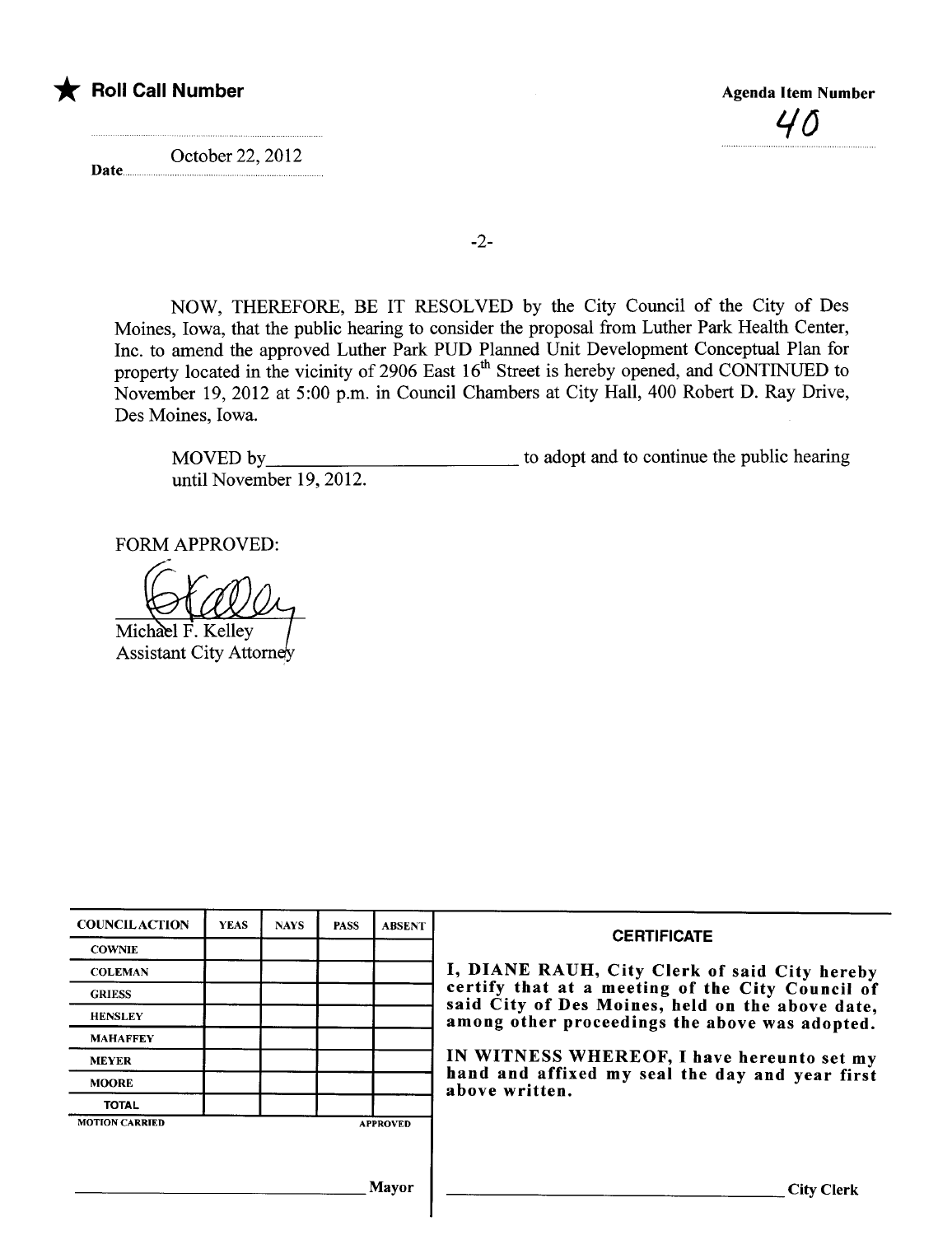★ **Roll Call Number**

Date October 22, 2012

**Agenda Item Number**

40

-2-

NOW, THEREFORE, BE IT RESOLVED by the City Council of the City of Des Moines, Iowa, that the public hearing to consider the proposal from Luther Park Health Center, Inc. to amend the approved Luther Park PUD Planned Unit Development Conceptual Plan for property located in the vicinity of 2906 East 16th Street is hereby opened, and CONTINUED to November 19, 2012 at 5:00 p.m. in Council Chambers at City Hall, 400 Robert D. Ray Drive, Des Moines, Iowa.

MOVED by________________________ to adopt and to continue the public hearing until November 19, 2012.

FORM APPROVED:

Michael F. Kelley
Assistant City Attorney

| COUNCIL ACTION | YEAS | NAYS | PASS | ABSENT |
|---|---|---|---|---|
| COWNIE | | | | |
| COLEMAN | | | | |
| GRIESS | | | | |
| HENSLEY | | | | |
| MAHAFFEY | | | | |
| MEYER | | | | |
| MOORE | | | | |
| TOTAL | | | | |

MOTION CARRIED APPROVED

________________________ Mayor

**CERTIFICATE**

**I, DIANE RAUH, City Clerk of said City hereby certify that at a meeting of the City Council of said City of Des Moines, held on the above date, among other proceedings the above was adopted.**

**IN WITNESS WHEREOF, I have hereunto set my hand and affixed my seal the day and year first above written.**

________________________ City Clerk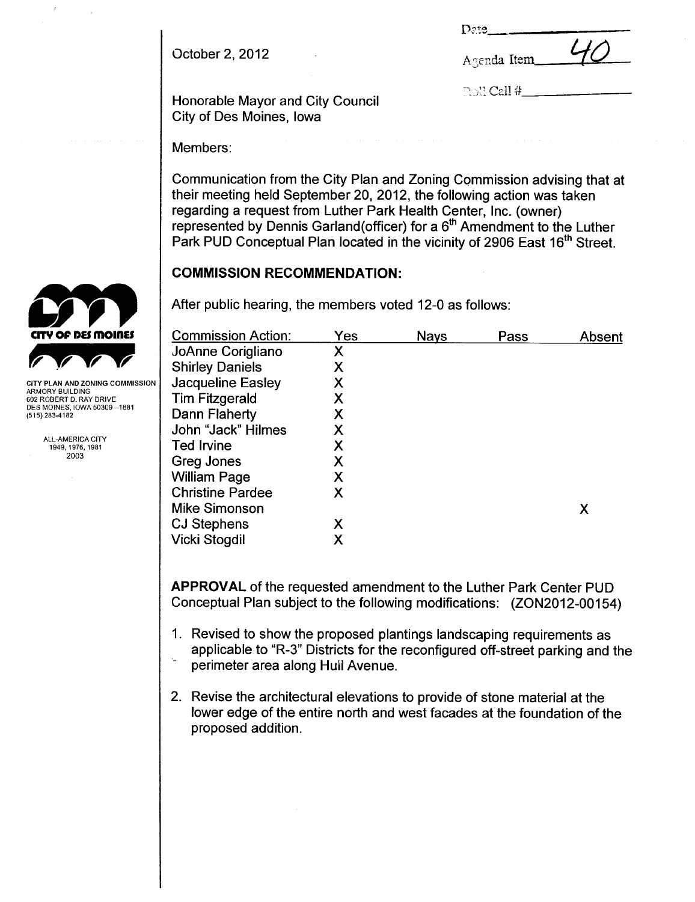October 2, 2012

Date\_\_\_\_\_\_\_\_\_\_

Agenda Item 40

Roll Call #\_\_\_\_\_\_\_\_\_\_

Honorable Mayor and City Council
City of Des Moines, Iowa

CITY OF DES MOINES

CITY PLAN AND ZONING COMMISSION
ARMORY BUILDING
602 ROBERT D. RAY DRIVE
DES MOINES, IOWA 50309-1881
(515) 283-4182

ALL-AMERICA CITY
1949, 1976, 1981
2003

Members:

Communication from the City Plan and Zoning Commission advising that at their meeting held September 20, 2012, the following action was taken regarding a request from Luther Park Health Center, Inc. (owner) represented by Dennis Garland(officer) for a 6th Amendment to the Luther Park PUD Conceptual Plan located in the vicinity of 2906 East 16th Street.

**COMMISSION RECOMMENDATION:**

After public hearing, the members voted 12-0 as follows:

| Commission Action: | Yes | Nays | Pass | Absent |
|---|---|---|---|---|
| JoAnne Corigliano | X | | | |
| Shirley Daniels | X | | | |
| Jacqueline Easley | X | | | |
| Tim Fitzgerald | X | | | |
| Dann Flaherty | X | | | |
| John "Jack" Hilmes | X | | | |
| Ted Irvine | X | | | |
| Greg Jones | X | | | |
| William Page | X | | | |
| Christine Pardee | X | | | |
| Mike Simonson | | | | X |
| CJ Stephens | X | | | |
| Vicki Stogdil | X | | | |

**APPROVAL** of the requested amendment to the Luther Park Center PUD Conceptual Plan subject to the following modifications: (ZON2012-00154)

1. Revised to show the proposed plantings landscaping requirements as applicable to "R-3" Districts for the reconfigured off-street parking and the perimeter area along Hull Avenue.

2. Revise the architectural elevations to provide of stone material at the lower edge of the entire north and west facades at the foundation of the proposed addition.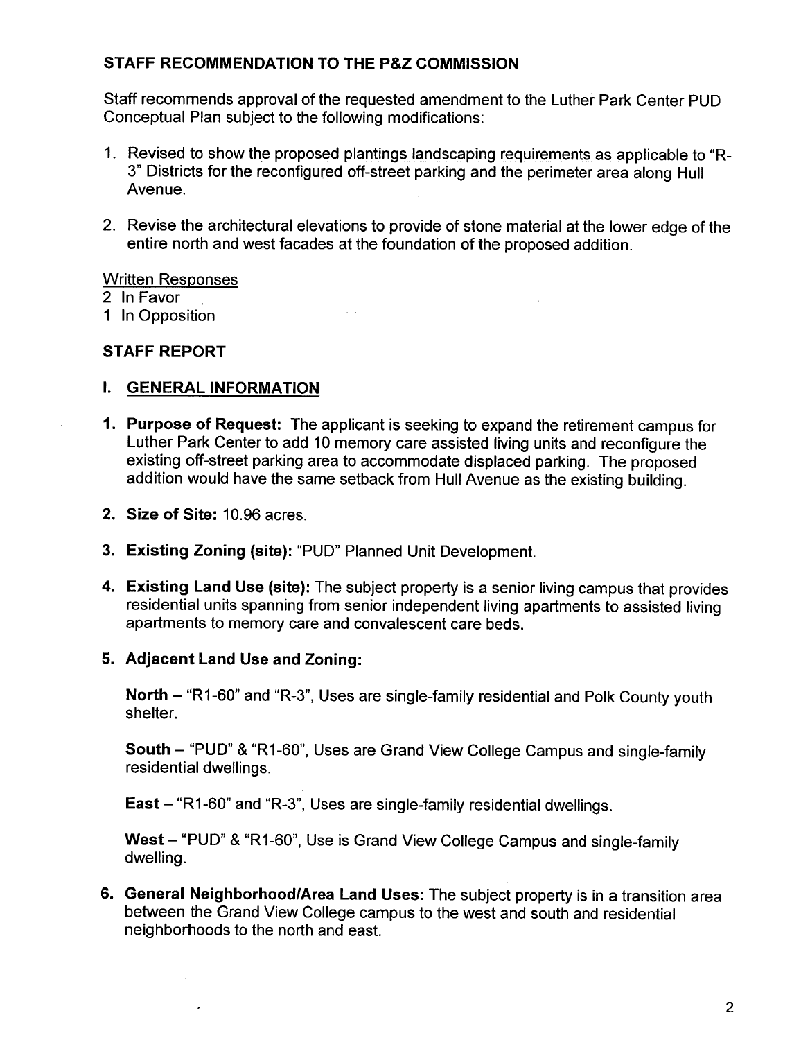**STAFF RECOMMENDATION TO THE P&Z COMMISSION**

Staff recommends approval of the requested amendment to the Luther Park Center PUD Conceptual Plan subject to the following modifications:

1. Revised to show the proposed plantings landscaping requirements as applicable to "R-3" Districts for the reconfigured off-street parking and the perimeter area along Hull Avenue.

2. Revise the architectural elevations to provide of stone material at the lower edge of the entire north and west facades at the foundation of the proposed addition.

Written Responses
2 In Favor
1 In Opposition

**STAFF REPORT**

**I. GENERAL INFORMATION**

1. **Purpose of Request:** The applicant is seeking to expand the retirement campus for Luther Park Center to add 10 memory care assisted living units and reconfigure the existing off-street parking area to accommodate displaced parking. The proposed addition would have the same setback from Hull Avenue as the existing building.

2. **Size of Site:** 10.96 acres.

3. **Existing Zoning (site):** "PUD" Planned Unit Development.

4. **Existing Land Use (site):** The subject property is a senior living campus that provides residential units spanning from senior independent living apartments to assisted living apartments to memory care and convalescent care beds.

5. **Adjacent Land Use and Zoning:**

   **North** – "R1-60" and "R-3", Uses are single-family residential and Polk County youth shelter.

   **South** – "PUD" & "R1-60", Uses are Grand View College Campus and single-family residential dwellings.

   **East** – "R1-60" and "R-3", Uses are single-family residential dwellings.

   **West** – "PUD" & "R1-60", Use is Grand View College Campus and single-family dwelling.

6. **General Neighborhood/Area Land Uses:** The subject property is in a transition area between the Grand View College campus to the west and south and residential neighborhoods to the north and east.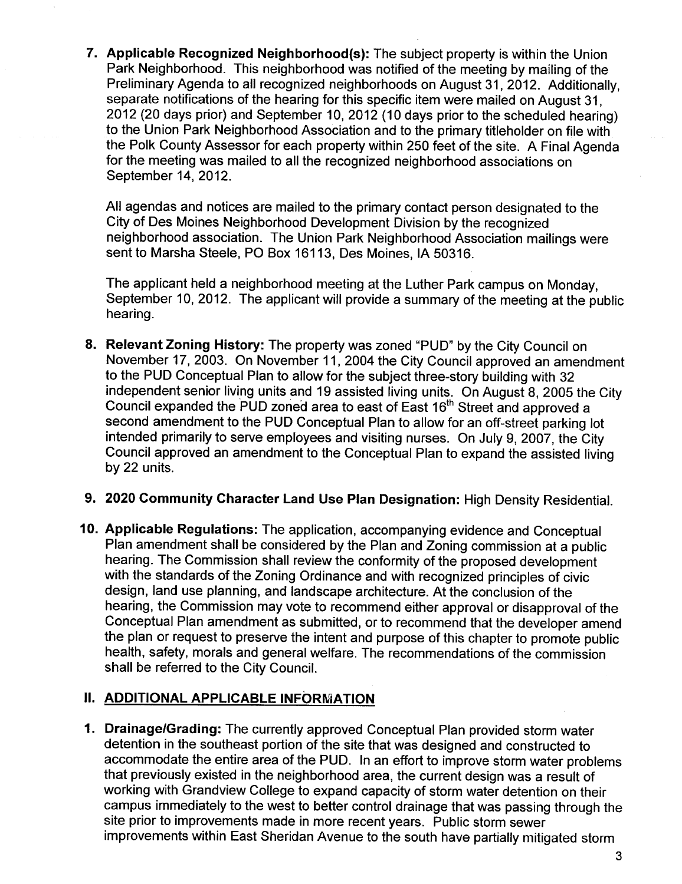7. **Applicable Recognized Neighborhood(s):** The subject property is within the Union Park Neighborhood. This neighborhood was notified of the meeting by mailing of the Preliminary Agenda to all recognized neighborhoods on August 31, 2012. Additionally, separate notifications of the hearing for this specific item were mailed on August 31, 2012 (20 days prior) and September 10, 2012 (10 days prior to the scheduled hearing) to the Union Park Neighborhood Association and to the primary titleholder on file with the Polk County Assessor for each property within 250 feet of the site. A Final Agenda for the meeting was mailed to all the recognized neighborhood associations on September 14, 2012.

   All agendas and notices are mailed to the primary contact person designated to the City of Des Moines Neighborhood Development Division by the recognized neighborhood association. The Union Park Neighborhood Association mailings were sent to Marsha Steele, PO Box 16113, Des Moines, IA 50316.

   The applicant held a neighborhood meeting at the Luther Park campus on Monday, September 10, 2012. The applicant will provide a summary of the meeting at the public hearing.

8. **Relevant Zoning History:** The property was zoned "PUD" by the City Council on November 17, 2003. On November 11, 2004 the City Council approved an amendment to the PUD Conceptual Plan to allow for the subject three-story building with 32 independent senior living units and 19 assisted living units. On August 8, 2005 the City Council expanded the PUD zoned area to east of East 16th Street and approved a second amendment to the PUD Conceptual Plan to allow for an off-street parking lot intended primarily to serve employees and visiting nurses. On July 9, 2007, the City Council approved an amendment to the Conceptual Plan to expand the assisted living by 22 units.

9. **2020 Community Character Land Use Plan Designation:** High Density Residential.

10. **Applicable Regulations:** The application, accompanying evidence and Conceptual Plan amendment shall be considered by the Plan and Zoning commission at a public hearing. The Commission shall review the conformity of the proposed development with the standards of the Zoning Ordinance and with recognized principles of civic design, land use planning, and landscape architecture. At the conclusion of the hearing, the Commission may vote to recommend either approval or disapproval of the Conceptual Plan amendment as submitted, or to recommend that the developer amend the plan or request to preserve the intent and purpose of this chapter to promote public health, safety, morals and general welfare. The recommendations of the commission shall be referred to the City Council.

## II. ADDITIONAL APPLICABLE INFORMATION

1. **Drainage/Grading:** The currently approved Conceptual Plan provided storm water detention in the southeast portion of the site that was designed and constructed to accommodate the entire area of the PUD. In an effort to improve storm water problems that previously existed in the neighborhood area, the current design was a result of working with Grandview College to expand capacity of storm water detention on their campus immediately to the west to better control drainage that was passing through the site prior to improvements made in more recent years. Public storm sewer improvements within East Sheridan Avenue to the south have partially mitigated storm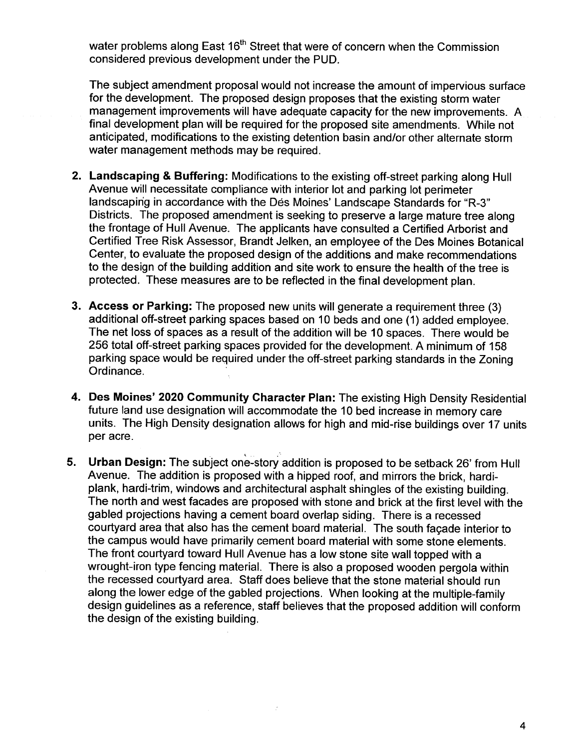water problems along East 16th Street that were of concern when the Commission considered previous development under the PUD.

The subject amendment proposal would not increase the amount of impervious surface for the development. The proposed design proposes that the existing storm water management improvements will have adequate capacity for the new improvements. A final development plan will be required for the proposed site amendments. While not anticipated, modifications to the existing detention basin and/or other alternate storm water management methods may be required.

2. **Landscaping & Buffering:** Modifications to the existing off-street parking along Hull Avenue will necessitate compliance with interior lot and parking lot perimeter landscaping in accordance with the Des Moines' Landscape Standards for "R-3" Districts. The proposed amendment is seeking to preserve a large mature tree along the frontage of Hull Avenue. The applicants have consulted a Certified Arborist and Certified Tree Risk Assessor, Brandt Jelken, an employee of the Des Moines Botanical Center, to evaluate the proposed design of the additions and make recommendations to the design of the building addition and site work to ensure the health of the tree is protected. These measures are to be reflected in the final development plan.

3. **Access or Parking:** The proposed new units will generate a requirement three (3) additional off-street parking spaces based on 10 beds and one (1) added employee. The net loss of spaces as a result of the addition will be 10 spaces. There would be 256 total off-street parking spaces provided for the development. A minimum of 158 parking space would be required under the off-street parking standards in the Zoning Ordinance.

4. **Des Moines' 2020 Community Character Plan:** The existing High Density Residential future land use designation will accommodate the 10 bed increase in memory care units. The High Density designation allows for high and mid-rise buildings over 17 units per acre.

5. **Urban Design:** The subject one-story addition is proposed to be setback 26' from Hull Avenue. The addition is proposed with a hipped roof, and mirrors the brick, hardi-plank, hardi-trim, windows and architectural asphalt shingles of the existing building. The north and west facades are proposed with stone and brick at the first level with the gabled projections having a cement board overlap siding. There is a recessed courtyard area that also has the cement board material. The south façade interior to the campus would have primarily cement board material with some stone elements. The front courtyard toward Hull Avenue has a low stone site wall topped with a wrought-iron type fencing material. There is also a proposed wooden pergola within the recessed courtyard area. Staff does believe that the stone material should run along the lower edge of the gabled projections. When looking at the multiple-family design guidelines as a reference, staff believes that the proposed addition will conform the design of the existing building.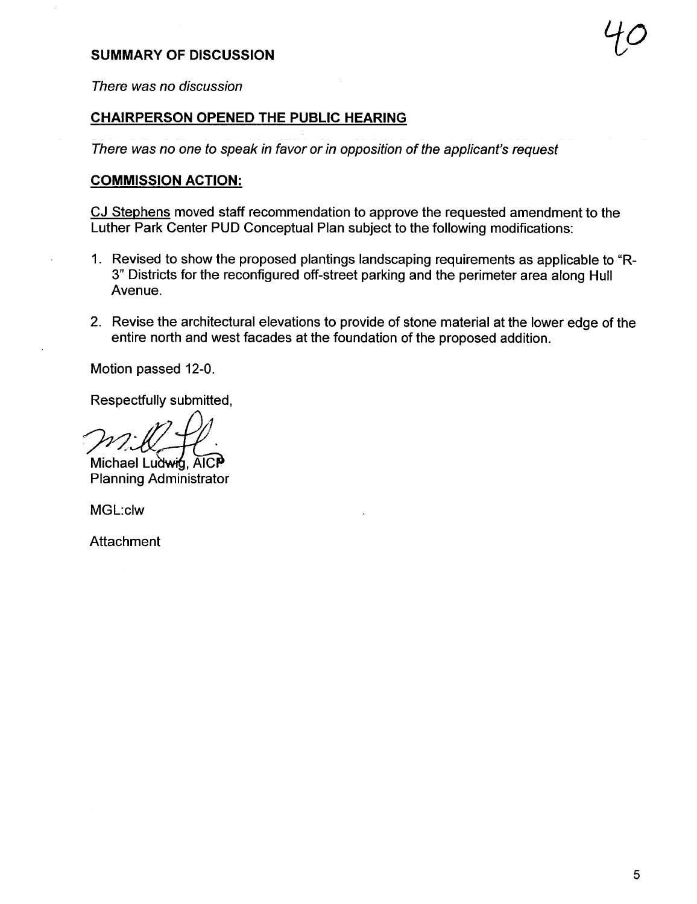## SUMMARY OF DISCUSSION

*There was no discussion*

## CHAIRPERSON OPENED THE PUBLIC HEARING

*There was no one to speak in favor or in opposition of the applicant's request*

## COMMISSION ACTION:

CJ Stephens moved staff recommendation to approve the requested amendment to the Luther Park Center PUD Conceptual Plan subject to the following modifications:

1. Revised to show the proposed plantings landscaping requirements as applicable to "R-3" Districts for the reconfigured off-street parking and the perimeter area along Hull Avenue.
2. Revise the architectural elevations to provide of stone material at the lower edge of the entire north and west facades at the foundation of the proposed addition.

Motion passed 12-0.

Respectfully submitted,

Michael Ludwig, AICP
Planning Administrator

MGL:clw

Attachment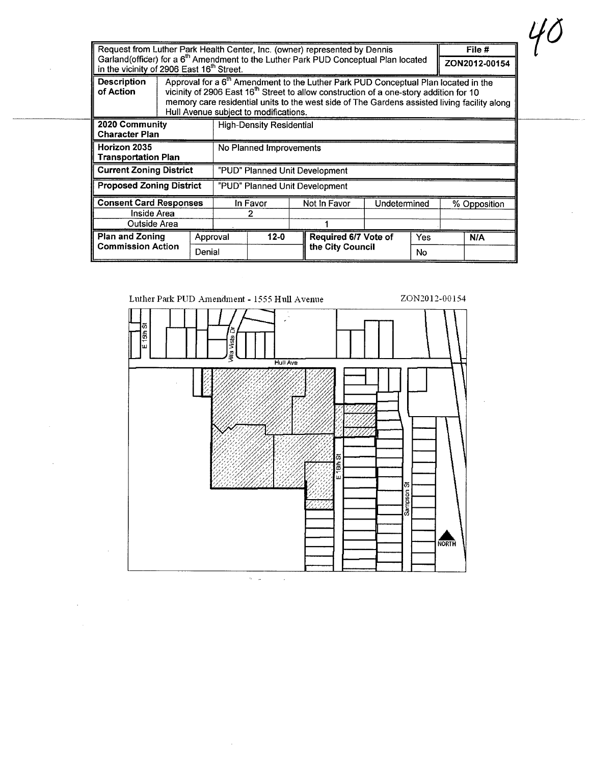40

| Request from Luther Park Health Center, Inc. (owner) represented by Dennis Garland(officer) for a 6th Amendment to the Luther Park PUD Conceptual Plan located in the vicinity of 2906 East 16th Street. | | | | | | | File # ZON2012-00154 |
|---|---|---|---|---|---|---|---|
| **Description of Action** | Approval for a 6th Amendment to the Luther Park PUD Conceptual Plan located in the vicinity of 2906 East 16th Street to allow construction of a one-story addition for 10 memory care residential units to the west side of The Gardens assisted living facility along Hull Avenue subject to modifications. | | | | | | |
| **2020 Community Character Plan** | High-Density Residential | | | | | | |
| **Horizon 2035 Transportation Plan** | No Planned Improvements | | | | | | |
| **Current Zoning District** | "PUD" Planned Unit Development | | | | | | |
| **Proposed Zoning District** | "PUD" Planned Unit Development | | | | | | |
| **Consent Card Responses** | | In Favor | | Not In Favor | Undetermined | | % Opposition |
| Inside Area | | 2 | | | | | |
| Outside Area | | | | 1 | | | |
| **Plan and Zoning Commission Action** | Approval | 12-0 | | **Required 6/7 Vote of the City Council** | Yes | | N/A |
| | Denial | | | | No | | |

Luther Park PUD Amendment - 1555 Hull Avenue ZON2012-00154

E 15th St
Villa Vista Dr
Hull Ave
E 16th St
Sampson St
NORTH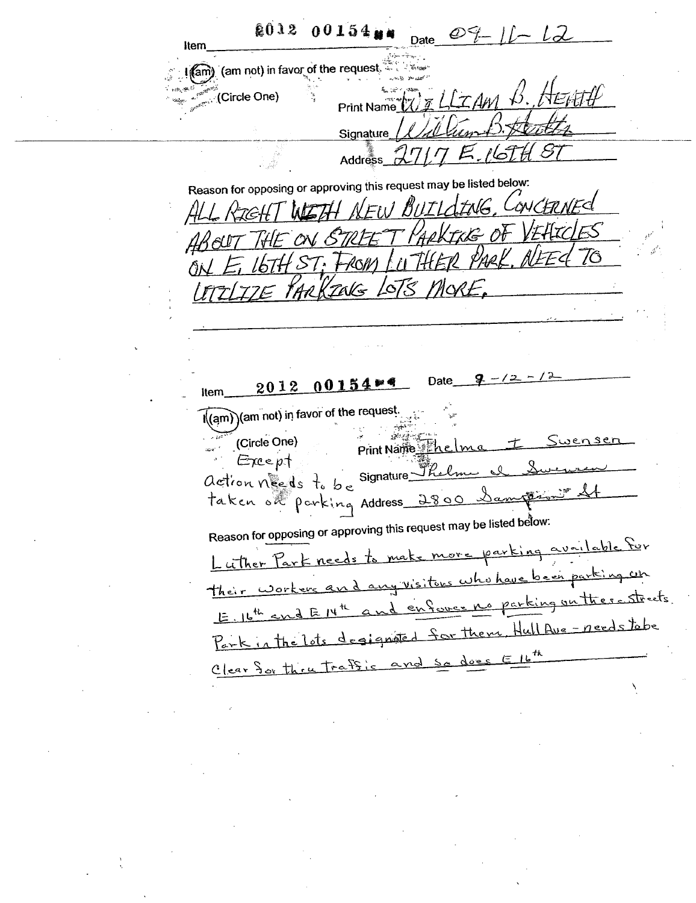Item 2012 00154 Date 09-11-12

I (am) (am not) in favor of the request.

(Circle One)

Print Name WILLIAM B. HEATH

Signature William B. Heath

Address 2717 E. 16TH ST

Reason for opposing or approving this request may be listed below:

ALL RIGHT WITH NEW BUILDING. CONCERNED ABOUT THE ON STREET PARKING OF VEHICLES ON E. 16TH ST. FROM LUTHER PARK. NEED TO UTILIZE PARKING LOTS MORE.

---

Item 2012 00154 Date 9-12-12

I (am) (am not) in favor of the request.

(Circle One)

Except action needs to be taken on parking

Print Name Thelma I Swensen

Signature Thelma I Swensen

Address 2800 Sampson St

Reason for opposing or approving this request may be listed below:

Luther Park needs to make more parking available for their workers and any visitors who have been parking on E. 16th and E 14th and enforce no parking on these streets. Park in the lots designated for them. Hull Ave - needs to be clear for thru traffic and so does E 16th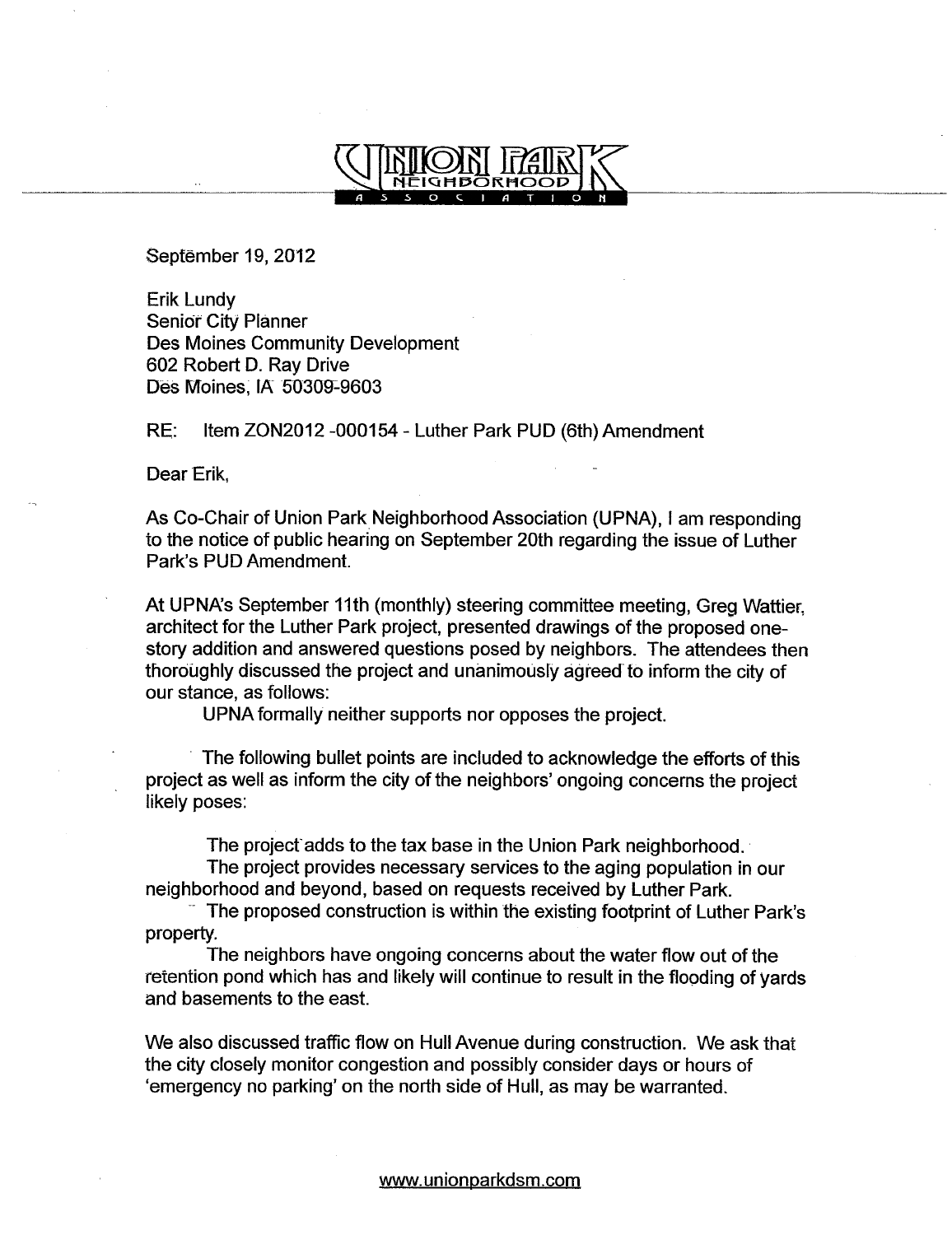UNION PARK NEIGHBORHOOD ASSOCIATION

September 19, 2012

Erik Lundy
Senior City Planner
Des Moines Community Development
602 Robert D. Ray Drive
Des Moines, IA 50309-9603

RE: Item ZON2012 -000154 - Luther Park PUD (6th) Amendment

Dear Erik,

As Co-Chair of Union Park Neighborhood Association (UPNA), I am responding to the notice of public hearing on September 20th regarding the issue of Luther Park's PUD Amendment.

At UPNA's September 11th (monthly) steering committee meeting, Greg Wattier, architect for the Luther Park project, presented drawings of the proposed one-story addition and answered questions posed by neighbors. The attendees then thoroughly discussed the project and unanimously agreed to inform the city of our stance, as follows:

UPNA formally neither supports nor opposes the project.

The following bullet points are included to acknowledge the efforts of this project as well as inform the city of the neighbors' ongoing concerns the project likely poses:

- The project adds to the tax base in the Union Park neighborhood.
- The project provides necessary services to the aging population in our neighborhood and beyond, based on requests received by Luther Park.
- The proposed construction is within the existing footprint of Luther Park's property.
- The neighbors have ongoing concerns about the water flow out of the retention pond which has and likely will continue to result in the flooding of yards and basements to the east.

We also discussed traffic flow on Hull Avenue during construction. We ask that the city closely monitor congestion and possibly consider days or hours of 'emergency no parking' on the north side of Hull, as may be warranted.

www.unionparkdsm.com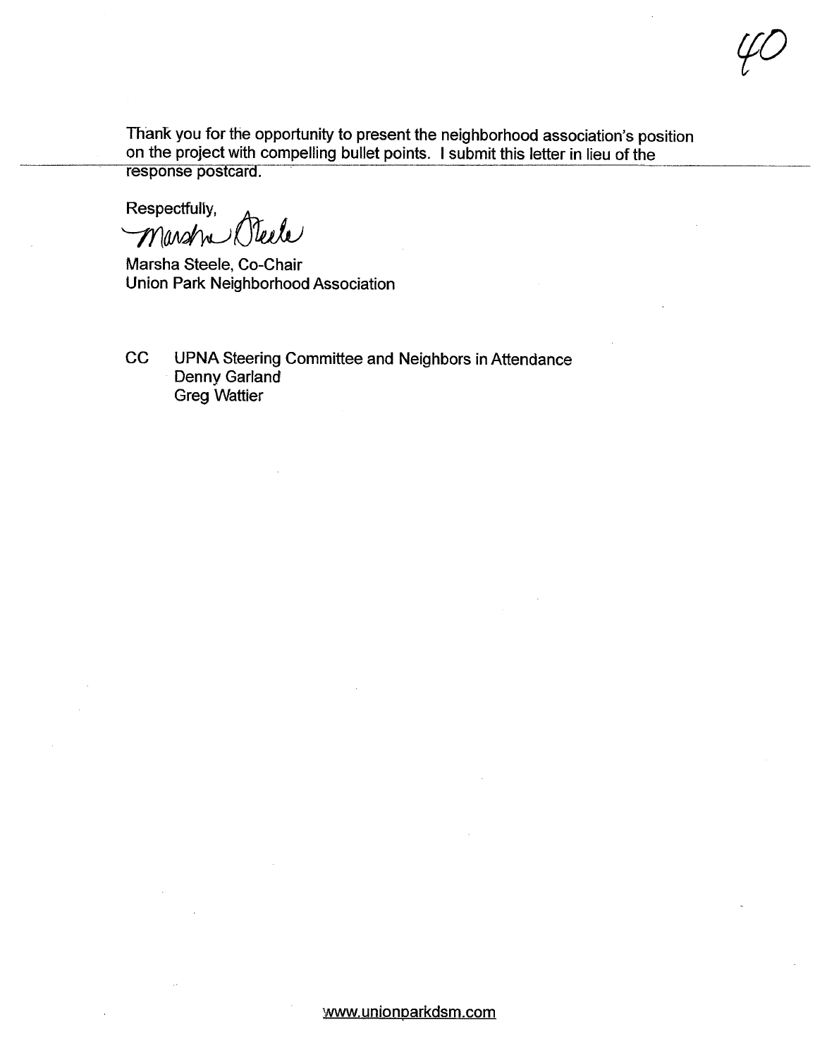Thank you for the opportunity to present the neighborhood association's position on the project with compelling bullet points. I submit this letter in lieu of the response postcard.

Respectfully,

Marsha Steele

Marsha Steele, Co-Chair
Union Park Neighborhood Association

CC UPNA Steering Committee and Neighbors in Attendance
Denny Garland
Greg Wattier

www.unionparkdsm.com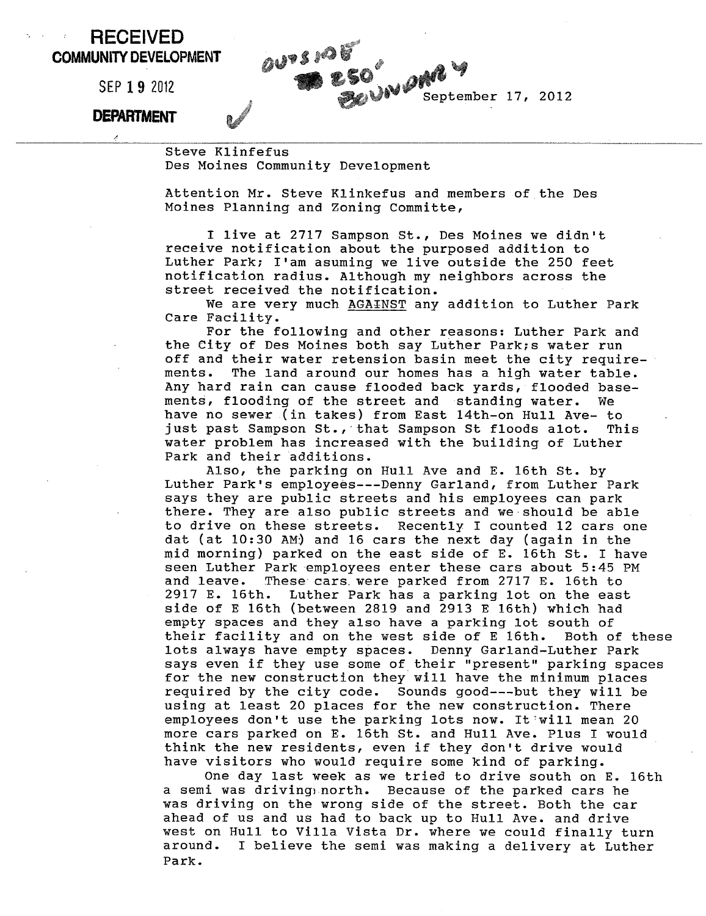**RECEIVED**
**COMMUNITY DEVELOPMENT**

SEP 19 2012

**DEPARTMENT**

OUTSIDE 250' BOUNDARY ✓

September 17, 2012

---

Steve Klinfefus
Des Moines Community Development

Attention Mr. Steve Klinkefus and members of the Des Moines Planning and Zoning Committe,

I live at 2717 Sampson St., Des Moines we didn't receive notification about the purposed addition to Luther Park; I'am asuming we live outside the 250 feet notification radius. Although my neighbors across the street received the notification.

We are very much AGAINST any addition to Luther Park Care Facility.

For the following and other reasons: Luther Park and the City of Des Moines both say Luther Park;s water run off and their water retension basin meet the city requirements. The land around our homes has a high water table. Any hard rain can cause flooded back yards, flooded basements, flooding of the street and standing water. We have no sewer (in takes) from East 14th-on Hull Ave- to just past Sampson St., that Sampson St floods alot. This water problem has increased with the building of Luther Park and their additions.

Also, the parking on Hull Ave and E. 16th St. by Luther Park's employees---Denny Garland, from Luther Park says they are public streets and his employees can park there. They are also public streets and we should be able to drive on these streets. Recently I counted 12 cars one dat (at 10:30 AM) and 16 cars the next day (again in the mid morning) parked on the east side of E. 16th St. I have seen Luther Park employees enter these cars about 5:45 PM and leave. These cars were parked from 2717 E. 16th to 2917 E. 16th. Luther Park has a parking lot on the east side of E 16th (between 2819 and 2913 E 16th) which had empty spaces and they also have a parking lot south of their facility and on the west side of E 16th. Both of these lots always have empty spaces. Denny Garland-Luther Park says even if they use some of their "present" parking spaces for the new construction they will have the minimum places required by the city code. Sounds good---but they will be using at least 20 places for the new construction. There employees don't use the parking lots now. It will mean 20 more cars parked on E. 16th St. and Hull Ave. Plus I would think the new residents, even if they don't drive would have visitors who would require some kind of parking.

One day last week as we tried to drive south on E. 16th a semi was driving north. Because of the parked cars he was driving on the wrong side of the street. Both the car ahead of us and us had to back up to Hull Ave. and drive west on Hull to Villa Vista Dr. where we could finally turn around. I believe the semi was making a delivery at Luther Park.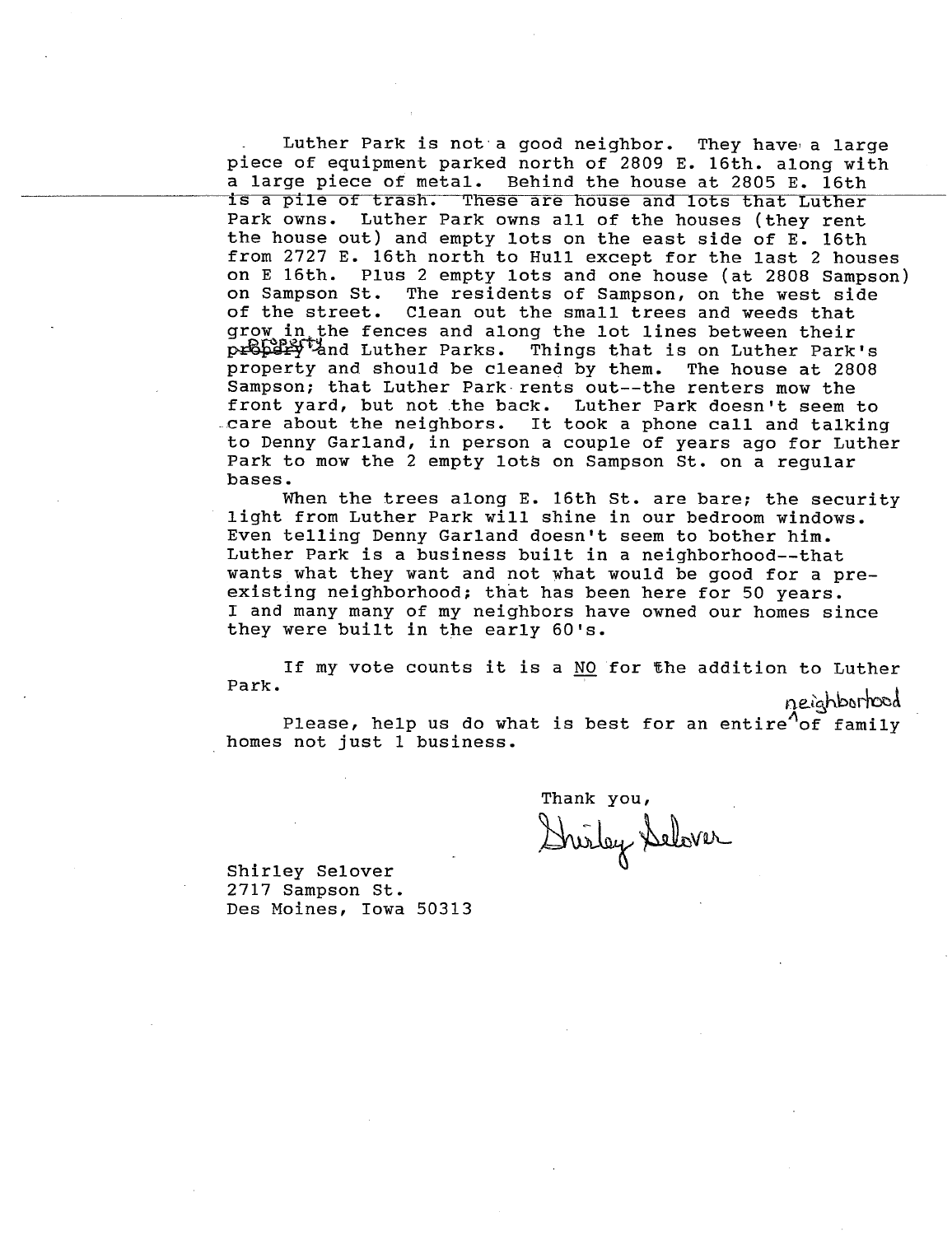Luther Park is not a good neighbor. They have a large piece of equipment parked north of 2809 E. 16th. along with a large piece of metal. Behind the house at 2805 E. 16th is a pile of trash. These are house and lots that Luther Park owns. Luther Park owns all of the houses (they rent the house out) and empty lots on the east side of E. 16th from 2727 E. 16th north to Hull except for the last 2 houses on E 16th. Plus 2 empty lots and one house (at 2808 Sampson) on Sampson St. The residents of Sampson, on the west side of the street. Clean out the small trees and weeds that grow in the fences and along the lot lines between their property and Luther Parks. Things that is on Luther Park's property and should be cleaned by them. The house at 2808 Sampson; that Luther Park rents out--the renters mow the front yard, but not the back. Luther Park doesn't seem to care about the neighbors. It took a phone call and talking to Denny Garland, in person a couple of years ago for Luther Park to mow the 2 empty lots on Sampson St. on a regular bases.

When the trees along E. 16th St. are bare; the security light from Luther Park will shine in our bedroom windows. Even telling Denny Garland doesn't seem to bother him. Luther Park is a business built in a neighborhood--that wants what they want and not what would be good for a pre-existing neighborhood; that has been here for 50 years. I and many many of my neighbors have owned our homes since they were built in the early 60's.

If my vote counts it is a NO for the addition to Luther Park.

Please, help us do what is best for an entire neighborhood of family homes not just 1 business.

Thank you,

Shirley Selover

Shirley Selover
2717 Sampson St.
Des Moines, Iowa 50313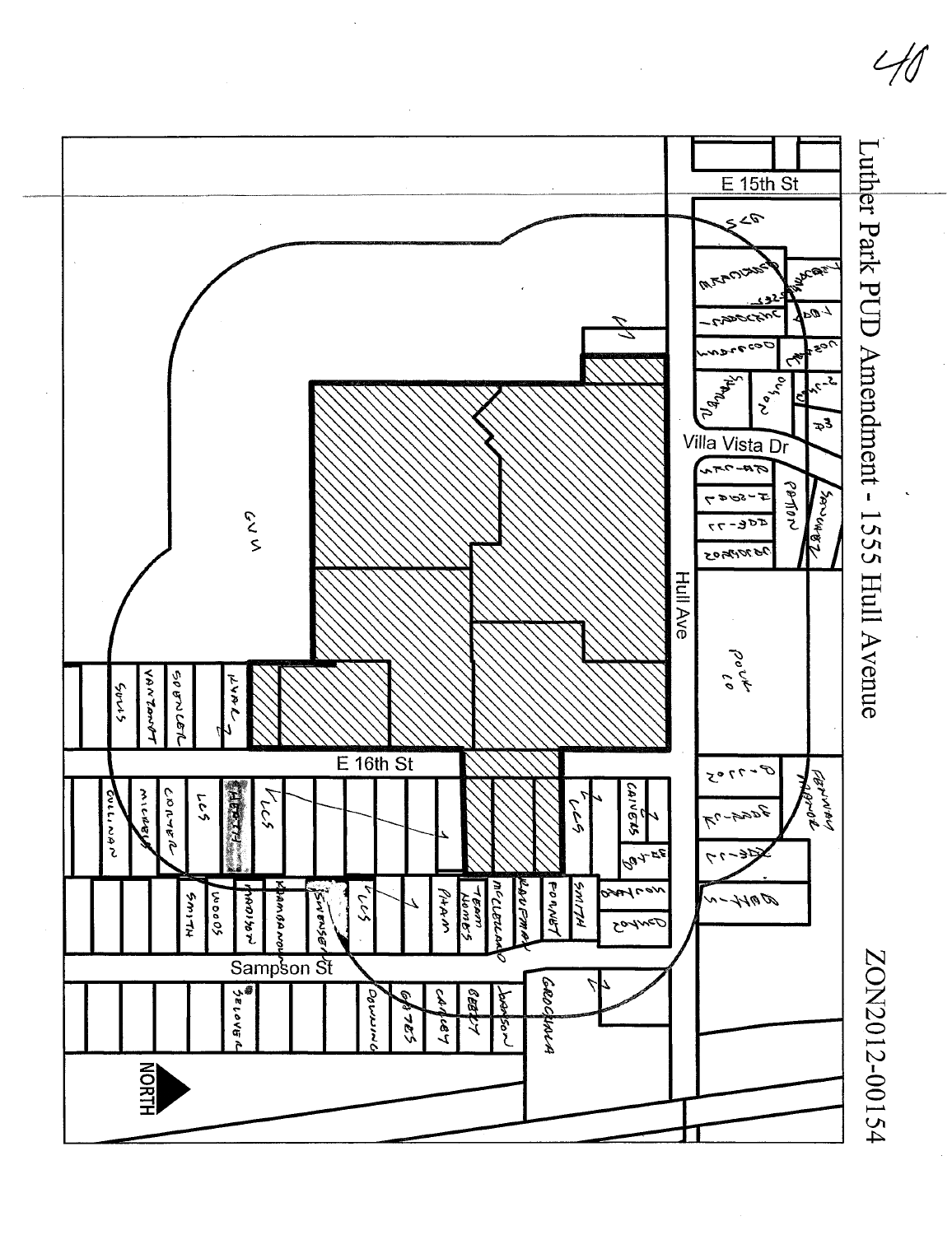# Luther Park PUD Amendment - 1555 Hull Avenue

ZON2012-00154

E 15th St

Villa Vista Dr

Hull Ave

E 16th St

Sampson St

NORTH